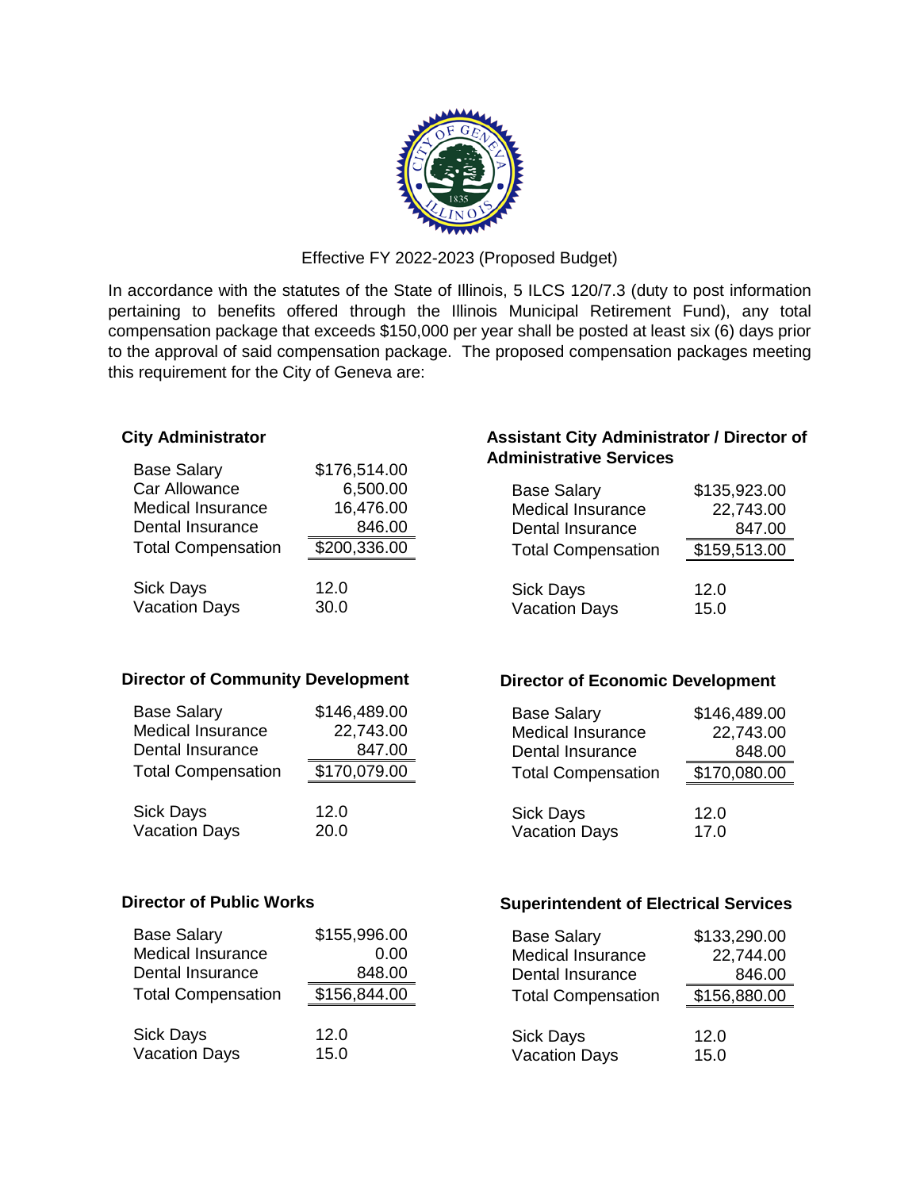Effective FY 2022-2023 (Proposed Budget)

In accordance with the statutes of the State of Illinois, 5 ILCS 120/7.3 (duty to post information pertaining to benefits offered through the Illinois Municipal Retirement Fund), any total compensation package that exceeds $150,000 per year shall be posted at least six (6) days prior to the approval of said compensation package. The proposed compensation packages meeting this requirement for the City of Geneva are:

**City Administrator**

| | |
|---|---|
| Base Salary | $176,514.00 |
| Car Allowance | 6,500.00 |
| Medical Insurance | 16,476.00 |
| Dental Insurance | 846.00 |
| Total Compensation | $200,336.00 |
| Sick Days | 12.0 |
| Vacation Days | 30.0 |

**Assistant City Administrator / Director of Administrative Services**

| | |
|---|---|
| Base Salary | $135,923.00 |
| Medical Insurance | 22,743.00 |
| Dental Insurance | 847.00 |
| Total Compensation | $159,513.00 |
| Sick Days | 12.0 |
| Vacation Days | 15.0 |

**Director of Community Development**

| | |
|---|---|
| Base Salary | $146,489.00 |
| Medical Insurance | 22,743.00 |
| Dental Insurance | 847.00 |
| Total Compensation | $170,079.00 |
| Sick Days | 12.0 |
| Vacation Days | 20.0 |

**Director of Economic Development**

| | |
|---|---|
| Base Salary | $146,489.00 |
| Medical Insurance | 22,743.00 |
| Dental Insurance | 848.00 |
| Total Compensation | $170,080.00 |
| Sick Days | 12.0 |
| Vacation Days | 17.0 |

**Director of Public Works**

| | |
|---|---|
| Base Salary | $155,996.00 |
| Medical Insurance | 0.00 |
| Dental Insurance | 848.00 |
| Total Compensation | $156,844.00 |
| Sick Days | 12.0 |
| Vacation Days | 15.0 |

**Superintendent of Electrical Services**

| | |
|---|---|
| Base Salary | $133,290.00 |
| Medical Insurance | 22,744.00 |
| Dental Insurance | 846.00 |
| Total Compensation | $156,880.00 |
| Sick Days | 12.0 |
| Vacation Days | 15.0 |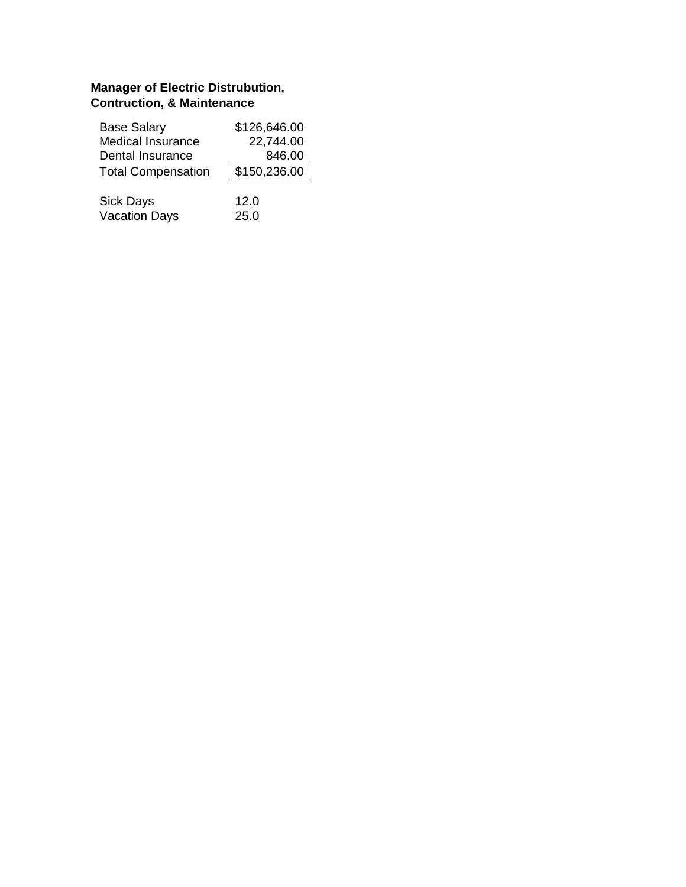**Manager of Electric Distrubution, Contruction, & Maintenance**

| | |
|---|---|
| Base Salary | $126,646.00 |
| Medical Insurance | 22,744.00 |
| Dental Insurance | 846.00 |
| Total Compensation | $150,236.00 |
| | |
| Sick Days | 12.0 |
| Vacation Days | 25.0 |